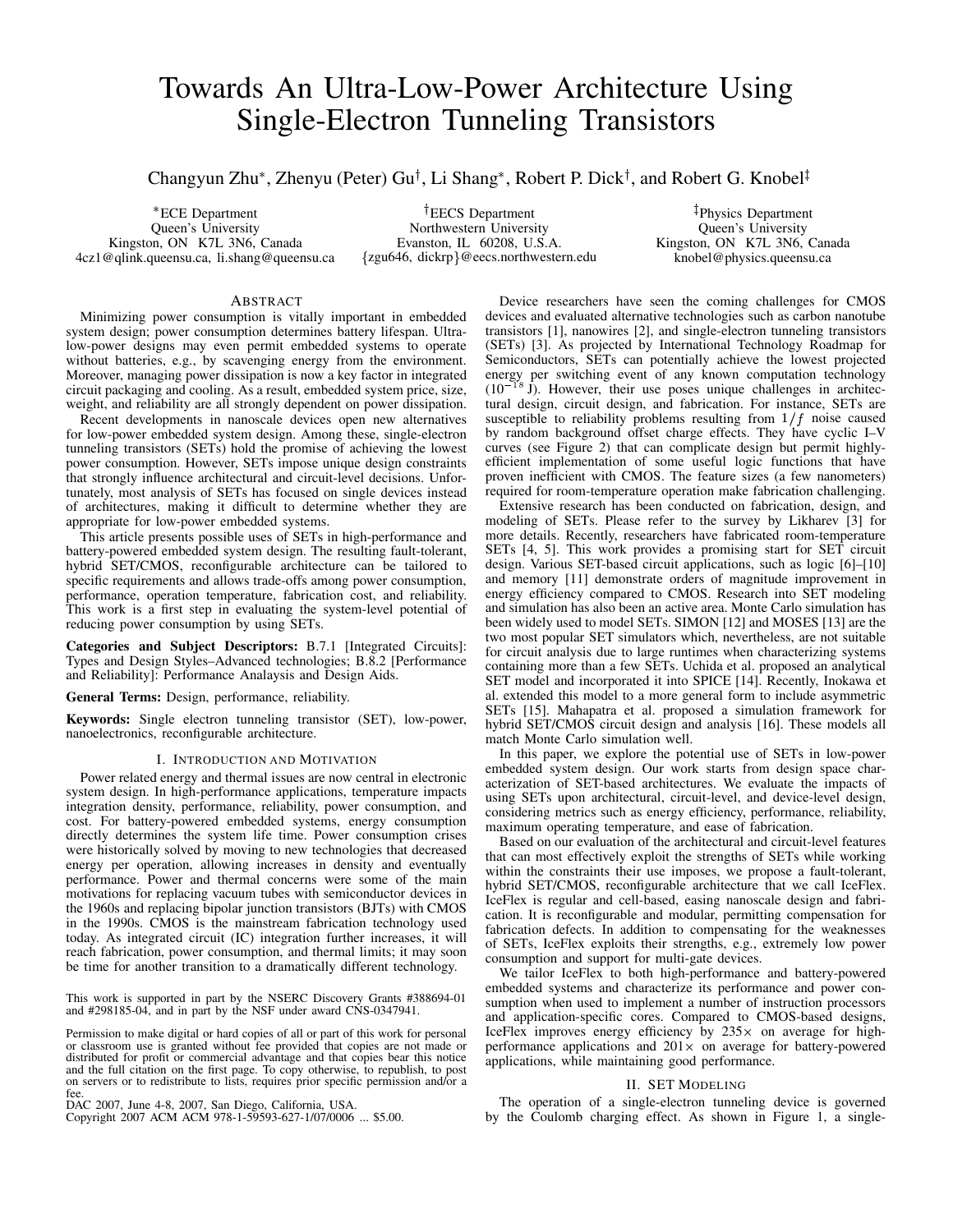# Towards An Ultra-Low-Power Architecture Using Single-Electron Tunneling Transistors

Changyun Zhu[*], Zhenyu (Peter) Gu[†], Li Shang[*], Robert P. Dick[†], and Robert G. Knobel[‡]

[*]ECE Department
Queen's University
Kingston, ON K7L 3N6, Canada
4cz1@qlink.queensu.ca, li.shang@queensu.ca

[†]EECS Department
Northwestern University
Evanston, IL 60208, U.S.A.
{zgu646, dickrp}@eecs.northwestern.edu

[‡]Physics Department
Queen's University
Kingston, ON K7L 3N6, Canada
knobel@physics.queensu.ca

## Abstract

Minimizing power consumption is vitally important in embedded system design; power consumption determines battery lifespan. Ultra-low-power designs may even permit embedded systems to operate without batteries, e.g., by scavenging energy from the environment. Moreover, managing power dissipation is now a key factor in integrated circuit packaging and cooling. As a result, embedded system price, size, weight, and reliability are all strongly dependent on power dissipation.

Recent developments in nanoscale devices open new alternatives for low-power embedded system design. Among these, single-electron tunneling transistors (SETs) hold the promise of achieving the lowest power consumption. However, SETs impose unique design constraints that strongly influence architectural and circuit-level decisions. Unfortunately, most analysis of SETs has focused on single devices instead of architectures, making it difficult to determine whether they are appropriate for low-power embedded systems.

This article presents possible uses of SETs in high-performance and battery-powered embedded system design. The resulting fault-tolerant, hybrid SET/CMOS, reconfigurable architecture can be tailored to specific requirements and allows trade-offs among power consumption, performance, operation temperature, fabrication cost, and reliability. This work is a first step in evaluating the system-level potential of reducing power consumption by using SETs.

**Categories and Subject Descriptors:** B.7.1 [Integrated Circuits]: Types and Design Styles–Advanced technologies; B.8.2 [Performance and Reliability]: Performance Analaysis and Design Aids.

**General Terms:** Design, performance, reliability.

**Keywords:** Single electron tunneling transistor (SET), low-power, nanoelectronics, reconfigurable architecture.

## I. Introduction and Motivation

Power related energy and thermal issues are now central in electronic system design. In high-performance applications, temperature impacts integration density, performance, reliability, power consumption, and cost. For battery-powered embedded systems, energy consumption directly determines the system life time. Power consumption crises were historically solved by moving to new technologies that decreased energy per operation, allowing increases in density and eventually performance. Power and thermal concerns were some of the main motivations for replacing vacuum tubes with semiconductor devices in the 1960s and replacing bipolar junction transistors (BJTs) with CMOS in the 1990s. CMOS is the mainstream fabrication technology used today. As integrated circuit (IC) integration further increases, it will reach fabrication, power consumption, and thermal limits; it may soon be time for another transition to a dramatically different technology.

This work is supported in part by the NSERC Discovery Grants #388694-01 and #298185-04, and in part by the NSF under award CNS-0347941.

Permission to make digital or hard copies of all or part of this work for personal or classroom use is granted without fee provided that copies are not made or distributed for profit or commercial advantage and that copies bear this notice and the full citation on the first page. To copy otherwise, to republish, to post on servers or to redistribute to lists, requires prior specific permission and/or a fee.
DAC 2007, June 4-8, 2007, San Diego, California, USA.
Copyright 2007 ACM ACM 978-1-59593-627-1/07/0006 ... $5.00.

Device researchers have seen the coming challenges for CMOS devices and evaluated alternative technologies such as carbon nanotube transistors [1], nanowires [2], and single-electron tunneling transistors (SETs) [3]. As projected by International Technology Roadmap for Semiconductors, SETs can potentially achieve the lowest projected energy per switching event of any known computation technology ($10^{-18}$ J). However, their use poses unique challenges in architectural design, circuit design, and fabrication. For instance, SETs are susceptible to reliability problems resulting from $1/f$ noise caused by random background offset charge effects. They have cyclic I–V curves (see Figure 2) that can complicate design but permit highly-efficient implementation of some useful logic functions that have proven inefficient with CMOS. The feature sizes (a few nanometers) required for room-temperature operation make fabrication challenging.

Extensive research has been conducted on fabrication, design, and modeling of SETs. Please refer to the survey by Likharev [3] for more details. Recently, researchers have fabricated room-temperature SETs [4, 5]. This work provides a promising start for SET circuit design. Various SET-based circuit applications, such as logic [6]–[10] and memory [11] demonstrate orders of magnitude improvement in energy efficiency compared to CMOS. Research into SET modeling and simulation has also been an active area. Monte Carlo simulation has been widely used to model SETs. SIMON [12] and MOSES [13] are the two most popular SET simulators which, nevertheless, are not suitable for circuit analysis due to large runtimes when characterizing systems containing more than a few SETs. Uchida et al. proposed an analytical SET model and incorporated it into SPICE [14]. Recently, Inokawa et al. extended this model to a more general form to include asymmetric SETs [15]. Mahapatra et al. proposed a simulation framework for hybrid SET/CMOS circuit design and analysis [16]. These models all match Monte Carlo simulation well.

In this paper, we explore the potential use of SETs in low-power embedded system design. Our work starts from design space characterization of SET-based architectures. We evaluate the impacts of using SETs upon architectural, circuit-level, and device-level design, considering metrics such as energy efficiency, performance, reliability, maximum operating temperature, and ease of fabrication.

Based on our evaluation of the architectural and circuit-level features that can most effectively exploit the strengths of SETs while working within the constraints their use imposes, we propose a fault-tolerant, hybrid SET/CMOS, reconfigurable architecture that we call IceFlex. IceFlex is regular and cell-based, easing nanoscale design and fabrication. It is reconfigurable and modular, permitting compensation for fabrication defects. In addition to compensating for the weaknesses of SETs, IceFlex exploits their strengths, e.g., extremely low power consumption and support for multi-gate devices.

We tailor IceFlex to both high-performance and battery-powered embedded systems and characterize its performance and power consumption when used to implement a number of instruction processors and application-specific cores. Compared to CMOS-based designs, IceFlex improves energy efficiency by 235× on average for high-performance applications and 201× on average for battery-powered applications, while maintaining good performance.

## II. SET Modeling

The operation of a single-electron tunneling device is governed by the Coulomb charging effect. As shown in Figure 1, a single-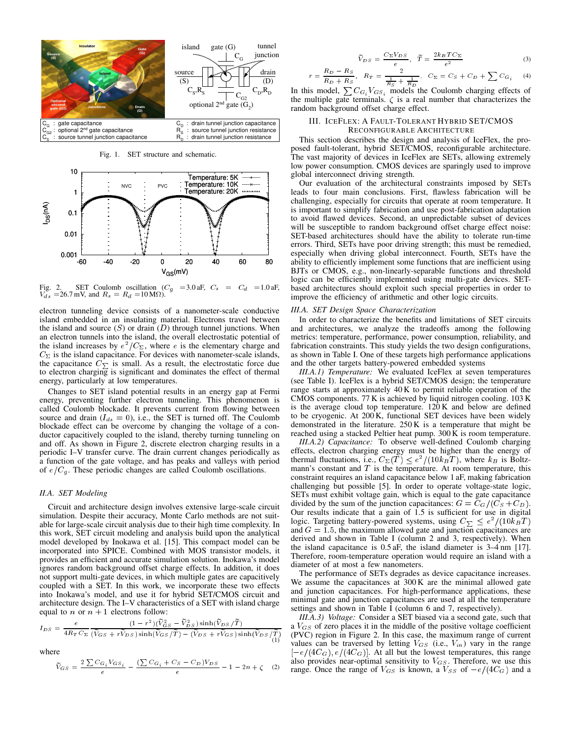Fig. 1. SET structure and schematic.

Fig. 2. SET Coulomb oscillation ($C_g$ = 3.0 aF, $C_s$ = $C_d$ = 1.0 aF, $V_{ds}$ = 26.7 mV, and $R_s$ = $R_d$ = 10 MΩ).

electron tunneling device consists of a nanometer-scale conductive island embedded in an insulating material. Electrons travel between the island and source ($S$) or drain ($D$) through tunnel junctions. When an electron tunnels into the island, the overall electrostatic potential of the island increases by $e^2/C_\Sigma$, where $e$ is the elementary charge and $C_\Sigma$ is the island capacitance. For devices with nanometer-scale islands, the capacitance $C_\Sigma$ is small. As a result, the electrostatic force due to electron charging is significant and dominates the effect of thermal energy, particularly at low temperatures.

Changes to SET island potential results in an energy gap at Fermi energy, preventing further electron tunneling. This phenomenon is called Coulomb blockade. It prevents current from flowing between source and drain ($I_{ds} = 0$), i.e., the SET is turned off. The Coulomb blockade effect can be overcome by changing the voltage of a conductor capacitively coupled to the island, thereby turning tunneling on and off. As shown in Figure 2, discrete electron charging results in a periodic I–V transfer curve. The drain current changes periodically as a function of the gate voltage, and has peaks and valleys with period of $e/C_g$. These periodic changes are called Coulomb oscillations.

### II.A. SET Modeling

Circuit and architecture design involves extensive large-scale circuit simulation. Despite their accuracy, Monte Carlo methods are not suitable for large-scale circuit analysis due to their high time complexity. In this work, SET circuit modeling and analysis build upon the analytical model developed by Inokawa et al. [15]. This compact model can be incorporated into SPICE. Combined with MOS transistor models, it provides an efficient and accurate simulation solution. Inokawa's model ignores random background offset charge effects. In addition, it does not support multi-gate devices, in which multiple gates are capacitively coupled with a SET. In this work, we incorporate these two effects into Inokawa's model, and use it for hybrid SET/CMOS circuit and architecture design. The I–V characteristics of a SET with island charge equal to $n$ or $n+1$ electrons follow:

$$I_{DS} = \frac{e}{4R_T C_\Sigma} \frac{(1-r^2)(\widetilde{V}_{GS}^2 - \widetilde{V}_{DS}^2)\sinh(\widetilde{V}_{DS}/\widetilde{T})}{(\widetilde{V}_{GS} + r\widetilde{V}_{DS})\sinh(\widetilde{V}_{GS}/\widetilde{T}) - (\widetilde{V}_{DS} + r\widetilde{V}_{GS})\sinh(\widetilde{V}_{DS}/\widetilde{T})} \quad (1)$$

where

$$\widetilde{V}_{GS} = \frac{2\sum C_{G_i} V_{GS_i}}{e} - \frac{(\sum C_{G_i} + C_S - C_D)V_{DS}}{e} - 1 - 2n + \zeta \quad (2)$$

$$\widetilde{V}_{DS} = \frac{C_\Sigma V_{DS}}{e}, \quad \widetilde{T} = \frac{2k_B T C_\Sigma}{e^2} \quad (3)$$

$$r = \frac{R_D - R_S}{R_D + R_S}, \quad R_T = \frac{2}{\frac{1}{R_S} + \frac{1}{R_D}}, \quad C_\Sigma = C_S + C_D + \sum C_{G_i} \quad (4)$$

In this model, $\sum C_{G_i} V_{GS_i}$ models the Coulomb charging effects of the multiple gate terminals. $\zeta$ is a real number that characterizes the random background offset charge effect.

## III. IceFlex: A Fault-Tolerant Hybrid SET/CMOS Reconfigurable Architecture

This section describes the design and analysis of IceFlex, the proposed fault-tolerant, hybrid SET/CMOS, reconfigurable architecture. The vast majority of devices in IceFlex are SETs, allowing extremely low power consumption. CMOS devices are sparingly used to improve global interconnect driving strength.

Our evaluation of the architectural constraints imposed by SETs leads to four main conclusions. First, flawless fabrication will be challenging, especially for circuits that operate at room temperature. It is important to simplify fabrication and use post-fabrication adaptation to avoid flawed devices. Second, an unpredictable subset of devices will be susceptible to random background offset charge effect noise: SET-based architectures should have the ability to tolerate run-time errors. Third, SETs have poor driving strength; this must be remedied, especially when driving global interconnect. Fourth, SETs have the ability to efficiently implement some functions that are inefficient using BJTs or CMOS, e.g., non-linearly-separable functions and threshold logic can be efficiently implemented using multi-gate devices. SET-based architectures should exploit such special properties in order to improve the efficiency of arithmetic and other logic circuits.

### III.A. SET Design Space Characterization

In order to characterize the benefits and limitations of SET circuits and architectures, we analyze the tradeoffs among the following metrics: temperature, performance, power consumption, reliability, and fabrication constraints. This study yields the two design configurations, as shown in Table I. One of these targets high performance applications and the other targets battery-powered embedded systems

*III.A.1) Temperature:* We evaluated IceFlex at seven temperatures (see Table I). IceFlex is a hybrid SET/CMOS design; the temperature range starts at approximately 40 K to permit reliable operation of the CMOS components. 77 K is achieved by liquid nitrogen cooling. 103 K is the average cloud top temperature. 120 K and below are defined to be cryogenic. At 200 K, functional SET devices have been widely demonstrated in the literature. 250 K is a temperature that might be reached using a stacked Peltier heat pump. 300 K is room temperature.

*III.A.2) Capacitance:* To observe well-defined Coulomb charging effects, electron charging energy must be higher than the energy of thermal fluctuations, i.e., $C_\Sigma(T) \le e^2/(10k_BT)$, where $k_B$ is Boltzmann's constant and $T$ is the temperature. At room temperature, this constraint requires an island capacitance below 1 aF, making fabrication challenging but possible [5]. In order to operate voltage-state logic, SETs must exhibit voltage gain, which is equal to the gate capacitance divided by the sum of the junction capacitances: $G = C_G/(C_S + C_D)$. Our results indicate that a gain of 1.5 is sufficient for use in digital logic. Targeting battery-powered systems, using $C_\Sigma \le e^2/(10k_BT)$ and $G = 1.5$, the maximum allowed gate and junction capacitances are derived and shown in Table I (column 2 and 3, respectively). When the island capacitance is 0.5 aF, the island diameter is 3–4 nm [17]. Therefore, room-temperature operation would require an island with a diameter of at most a few nanometers.

The performance of SETs degrades as device capacitance increases. We assume the capacitances at 300 K are the minimal allowed gate and junction capacitances. For high-performance applications, these minimal gate and junction capacitances are used at all the temperature settings and shown in Table I (column 6 and 7, respectively).

*III.A.3) Voltage:* Consider a SET biased via a second gate, such that a $V_{GS}$ of zero places it in the middle of the positive voltage coefficient (PVC) region in Figure 2. In this case, the maximum range of current values can be traversed by letting $V_{GS}$ (i.e., $V_{in}$) vary in the range $[-e/(4C_G), e/(4C_G)]$. At all but the lowest temperatures, this range also provides near-optimal sensitivity to $V_{GS}$. Therefore, we use this range. Once the range of $V_{GS}$ is known, a $V_{SS}$ of $-e/(4C_G)$ and a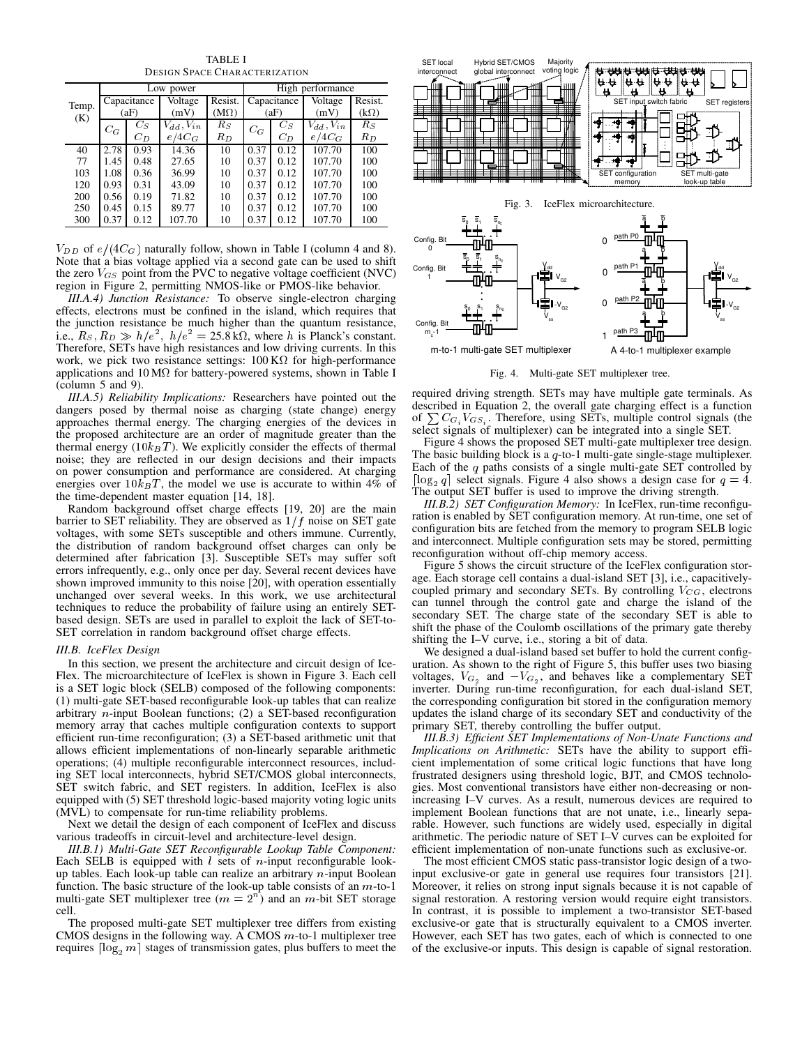TABLE I
DESIGN SPACE CHARACTERIZATION

| Temp. (K) | Low power | | | | High performance | | | |
|---|---|---|---|---|---|---|---|---|
| | Capacitance (aF) | | Voltage (mV) | Resist. (MΩ) | Capacitance (aF) | | Voltage (mV) | Resist. (kΩ) |
| | $C_G$ | $C_S$ $C_D$ | $V_{dd}, V_{in}$ $e/4C_G$ | $R_S$ $R_D$ | $C_G$ | $C_S$ $C_D$ | $V_{dd}, V_{in}$ $e/4C_G$ | $R_S$ $R_D$ |
| 40 | 2.78 | 0.93 | 14.36 | 10 | 0.37 | 0.12 | 107.70 | 100 |
| 77 | 1.45 | 0.48 | 27.65 | 10 | 0.37 | 0.12 | 107.70 | 100 |
| 103 | 1.08 | 0.36 | 36.99 | 10 | 0.37 | 0.12 | 107.70 | 100 |
| 120 | 0.93 | 0.31 | 43.09 | 10 | 0.37 | 0.12 | 107.70 | 100 |
| 200 | 0.56 | 0.19 | 71.82 | 10 | 0.37 | 0.12 | 107.70 | 100 |
| 250 | 0.45 | 0.15 | 89.77 | 10 | 0.37 | 0.12 | 107.70 | 100 |
| 300 | 0.37 | 0.12 | 107.70 | 10 | 0.37 | 0.12 | 107.70 | 100 |

$V_{DD}$ of $e/(4C_G)$ naturally follow, shown in Table I (column 4 and 8). Note that a bias voltage applied via a second gate can be used to shift the zero $V_{GS}$ point from the PVC to negative voltage coefficient (NVC) region in Figure 2, permitting NMOS-like or PMOS-like behavior.

*III.A.4) Junction Resistance:* To observe single-electron charging effects, electrons must be confined in the island, which requires that the junction resistance be much higher than the quantum resistance, i.e., $R_S, R_D \gg h/e^2$, $h/e^2 = 25.8\,\text{k}\Omega$, where $h$ is Planck's constant. Therefore, SETs have high resistances and low driving currents. In this work, we pick two resistance settings: $100\,\text{K}\Omega$ for high-performance applications and $10\,\text{M}\Omega$ for battery-powered systems, shown in Table I (column 5 and 9).

*III.A.5) Reliability Implications:* Researchers have pointed out the dangers posed by thermal noise as charging (state change) energy approaches thermal energy. The charging energies of the devices in the proposed architecture are an order of magnitude greater than the thermal energy ($10k_BT$). We explicitly consider the effects of thermal noise; they are reflected in our design decisions and their impacts on power consumption and performance are considered. At charging energies over $10k_BT$, the model we use is accurate to within 4% of the time-dependent master equation [14, 18].

Random background offset charge effects [19, 20] are the main barrier to SET reliability. They are observed as $1/f$ noise on SET gate voltages, with some SETs susceptible and others immune. Currently, the distribution of random background offset charges can only be determined after fabrication [3]. Susceptible SETs may suffer soft errors infrequently, e.g., only once per day. Several recent devices have shown improved immunity to this noise [20], with operation essentially unchanged over several weeks. In this work, we use architectural techniques to reduce the probability of failure using an entirely SET-based design. SETs are used in parallel to exploit the lack of SET-to-SET correlation in random background offset charge effects.

### III.B. IceFlex Design

In this section, we present the architecture and circuit design of IceFlex. The microarchitecture of IceFlex is shown in Figure 3. Each cell is a SET logic block (SELB) composed of the following components: (1) multi-gate SET-based reconfigurable look-up tables that can realize arbitrary $n$-input Boolean functions; (2) a SET-based reconfiguration memory array that caches multiple configuration contexts to support efficient run-time reconfiguration; (3) a SET-based arithmetic unit that allows efficient implementations of non-linearly separable arithmetic operations; (4) multiple reconfigurable interconnect resources, including SET local interconnects, hybrid SET/CMOS global interconnects, SET switch fabric, and SET registers. In addition, IceFlex is also equipped with (5) SET threshold logic-based majority voting logic units (MVL) to compensate for run-time reliability problems.

Next we detail the design of each component of IceFlex and discuss various tradeoffs in circuit-level and architecture-level design.

*III.B.1) Multi-Gate SET Reconfigurable Lookup Table Component:* Each SELB is equipped with $l$ sets of $n$-input reconfigurable look-up tables. Each look-up table can realize an arbitrary $n$-input Boolean function. The basic structure of the look-up table consists of an $m$-to-1 multi-gate SET multiplexer tree ($m = 2^n$) and an $m$-bit SET storage cell.

The proposed multi-gate SET multiplexer tree differs from existing CMOS designs in the following way. A CMOS $m$-to-1 multiplexer tree requires $\lceil \log_2 m \rceil$ stages of transmission gates, plus buffers to meet the required driving strength. SETs may have multiple gate terminals. As described in Equation 2, the overall gate charging effect is a function of $\sum C_{G_i} V_{GS_i}$. Therefore, using SETs, multiple control signals (the select signals of multiplexer) can be integrated into a single SET.

Fig. 3. IceFlex microarchitecture.

Fig. 4. Multi-gate SET multiplexer tree.

Figure 4 shows the proposed SET multi-gate multiplexer tree design. The basic building block is a $q$-to-1 multi-gate single-stage multiplexer. Each of the $q$ paths consists of a single multi-gate SET controlled by $\lceil \log_2 q \rceil$ select signals. Figure 4 also shows a design case for $q = 4$. The output SET buffer is used to improve the driving strength.

*III.B.2) SET Configuration Memory:* In IceFlex, run-time reconfiguration is enabled by SET configuration memory. At run-time, one set of configuration bits are fetched from the memory to program SELB logic and interconnect. Multiple configuration sets may be stored, permitting reconfiguration without off-chip memory access.

Figure 5 shows the circuit structure of the IceFlex configuration storage. Each storage cell contains a dual-island SET [3], i.e., capacitively-coupled primary and secondary SETs. By controlling $V_{CG}$, electrons can tunnel through the control gate and charge the island of the secondary SET. The charge state of the secondary SET is able to shift the phase of the Coulomb oscillations of the primary gate thereby shifting the I–V curve, i.e., storing a bit of data.

We designed a dual-island based set buffer to hold the current configuration. As shown to the right of Figure 5, this buffer uses two biasing voltages, $V_{G_2}$ and $-V_{G_2}$, and behaves like a complementary SET inverter. During run-time reconfiguration, for each dual-island SET, the corresponding configuration bit stored in the configuration memory updates the island charge of its secondary SET and conductivity of the primary SET, thereby controlling the buffer output.

*III.B.3) Efficient SET Implementations of Non-Unate Functions and Implications on Arithmetic:* SETs have the ability to support efficient implementation of some critical logic functions that have long frustrated designers using threshold logic, BJT, and CMOS technologies. Most conventional transistors have either non-decreasing or non-increasing I–V curves. As a result, numerous devices are required to implement Boolean functions that are not unate, i.e., linearly separable. However, such functions are widely used, especially in digital arithmetic. The periodic nature of SET I–V curves can be exploited for efficient implementation of non-unate functions such as exclusive-or.

The most efficient CMOS static pass-transistor logic design of a two-input exclusive-or gate in general use requires four transistors [21]. Moreover, it relies on strong input signals because it is not capable of signal restoration. A restoring version would require eight transistors. In contrast, it is possible to implement a two-transistor SET-based exclusive-or gate that is structurally equivalent to a CMOS inverter. However, each SET has two gates, each of which is connected to one of the exclusive-or inputs. This design is capable of signal restoration.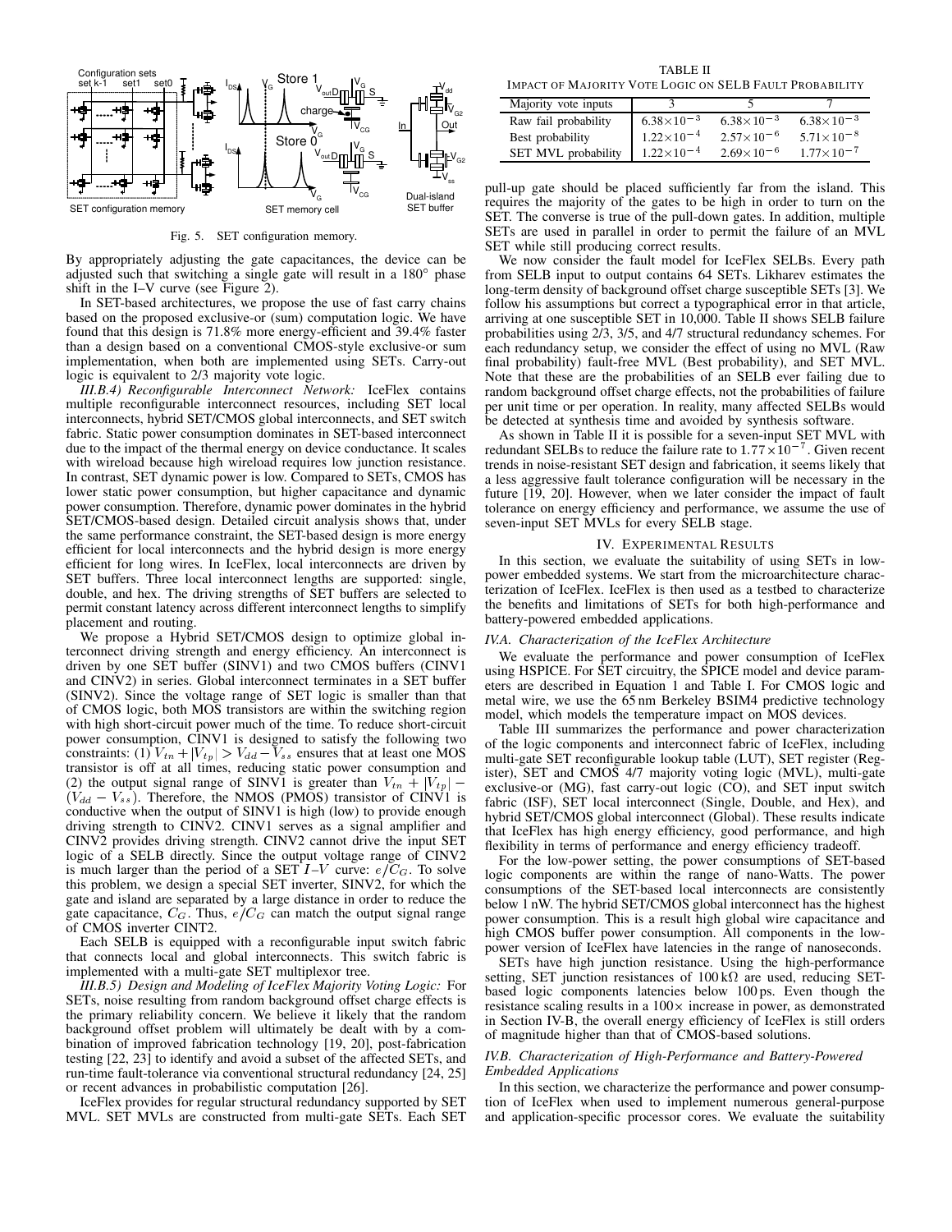Fig. 5. SET configuration memory.

By appropriately adjusting the gate capacitances, the device can be adjusted such that switching a single gate will result in a 180° phase shift in the I–V curve (see Figure 2).

In SET-based architectures, we propose the use of fast carry chains based on the proposed exclusive-or (sum) computation logic. We have found that this design is 71.8% more energy-efficient and 39.4% faster than a design based on a conventional CMOS-style exclusive-or sum implementation, when both are implemented using SETs. Carry-out logic is equivalent to 2/3 majority vote logic.

*III.B.4) Reconfigurable Interconnect Network:* IceFlex contains multiple reconfigurable interconnect resources, including SET local interconnects, hybrid SET/CMOS global interconnects, and SET switch fabric. Static power consumption dominates in SET-based interconnect due to the impact of the thermal energy on device conductance. It scales with wireload because high wireload requires low junction resistance. In contrast, SET dynamic power is low. Compared to SETs, CMOS has lower static power consumption, but higher capacitance and dynamic power consumption. Therefore, dynamic power dominates in the hybrid SET/CMOS-based design. Detailed circuit analysis shows that, under the same performance constraint, the SET-based design is more energy efficient for local interconnects and the hybrid design is more energy efficient for long wires. In IceFlex, local interconnects are driven by SET buffers. Three local interconnect lengths are supported: single, double, and hex. The driving strengths of SET buffers are selected to permit constant latency across different interconnect lengths to simplify placement and routing.

We propose a Hybrid SET/CMOS design to optimize global interconnect driving strength and energy efficiency. An interconnect is driven by one SET buffer (SINV1) and two CMOS buffers (CINV1 and CINV2) in series. Global interconnect terminates in a SET buffer (SINV2). Since the voltage range of SET logic is smaller than that of CMOS logic, both MOS transistors are within the switching region with high short-circuit power much of the time. To reduce short-circuit power consumption, CINV1 is designed to satisfy the following two constraints: (1) $V_{tn} + |V_{tp}| > V_{dd} - V_{ss}$ ensures that at least one MOS transistor is off at all times, reducing static power consumption and (2) the output signal range of SINV1 is greater than $V_{tn} + |V_{tp}| - (V_{dd} - V_{ss})$. Therefore, the NMOS (PMOS) transistor of CINV1 is conductive when the output of SINV1 is high (low) to provide enough driving strength to CINV2. CINV1 serves as a signal amplifier and CINV2 provides driving strength. CINV2 cannot drive the input SET logic of a SELB directly. Since the output voltage range of CINV2 is much larger than the period of a SET $I$–$V$ curve: $e/C_G$. To solve this problem, we design a special SET inverter, SINV2, for which the gate and island are separated by a large distance in order to reduce the gate capacitance, $C_G$. Thus, $e/C_G$ can match the output signal range of CMOS inverter CINT2.

Each SELB is equipped with a reconfigurable input switch fabric that connects local and global interconnects. This switch fabric is implemented with a multi-gate SET multiplexor tree.

*III.B.5) Design and Modeling of IceFlex Majority Voting Logic:* For SETs, noise resulting from random background offset charge effects is the primary reliability concern. We believe it likely that the random background offset problem will ultimately be dealt with by a combination of improved fabrication technology [19, 20], post-fabrication testing [22, 23] to identify and avoid a subset of the affected SETs, and run-time fault-tolerance via conventional structural redundancy [24, 25] or recent advances in probabilistic computation [26].

IceFlex provides for regular structural redundancy supported by SET MVL. SET MVLs are constructed from multi-gate SETs. Each SET pull-up gate should be placed sufficiently far from the island. This requires the majority of the gates to be high in order to turn on the SET. The converse is true of the pull-down gates. In addition, multiple SETs are used in parallel in order to permit the failure of an MVL SET while still producing correct results.

TABLE II
IMPACT OF MAJORITY VOTE LOGIC ON SELB FAULT PROBABILITY

| Majority vote inputs | 3 | 5 | 7 |
|---|---|---|---|
| Raw fail probability | $6.38\times10^{-3}$ | $6.38\times10^{-3}$ | $6.38\times10^{-3}$ |
| Best probability | $1.22\times10^{-4}$ | $2.57\times10^{-6}$ | $5.71\times10^{-8}$ |
| SET MVL probability | $1.22\times10^{-4}$ | $2.69\times10^{-6}$ | $1.77\times10^{-7}$ |

We now consider the fault model for IceFlex SELBs. Every path from SELB input to output contains 64 SETs. Likharev estimates the long-term density of background offset charge susceptible SETs [3]. We follow his assumptions but correct a typographical error in that article, arriving at one susceptible SET in 10,000. Table II shows SELB failure probabilities using 2/3, 3/5, and 4/7 structural redundancy schemes. For each redundancy setup, we consider the effect of using no MVL (Raw final probability) fault-free MVL (Best probability), and SET MVL. Note that these are the probabilities of an SELB ever failing due to random background offset charge effects, not the probabilities of failure per unit time or per operation. In reality, many affected SELBs would be detected at synthesis time and avoided by synthesis software.

As shown in Table II it is possible for a seven-input SET MVL with redundant SELBs to reduce the failure rate to $1.77\times10^{-7}$. Given recent trends in noise-resistant SET design and fabrication, it seems likely that a less aggressive fault tolerance configuration will be necessary in the future [19, 20]. However, when we later consider the impact of fault tolerance on energy efficiency and performance, we assume the use of seven-input SET MVLs for every SELB stage.

## IV. Experimental Results

In this section, we evaluate the suitability of using SETs in low-power embedded systems. We start from the microarchitecture characterization of IceFlex. IceFlex is then used as a testbed to characterize the benefits and limitations of SETs for both high-performance and battery-powered embedded applications.

### IV.A. Characterization of the IceFlex Architecture

We evaluate the performance and power consumption of IceFlex using HSPICE. For SET circuitry, the SPICE model and device parameters are described in Equation 1 and Table I. For CMOS logic and metal wire, we use the 65 nm Berkeley BSIM4 predictive technology model, which models the temperature impact on MOS devices.

Table III summarizes the performance and power characterization of the logic components and interconnect fabric of IceFlex, including multi-gate SET reconfigurable lookup table (LUT), SET register (Register), SET and CMOS 4/7 majority voting logic (MVL), multi-gate exclusive-or (MG), fast carry-out logic (CO), and SET input switch fabric (ISF), SET local interconnect (Single, Double, and Hex), and hybrid SET/CMOS global interconnect (Global). These results indicate that IceFlex has high energy efficiency, good performance, and high flexibility in terms of performance and energy efficiency tradeoff.

For the low-power setting, the power consumptions of SET-based logic components are within the range of nano-Watts. The power consumptions of the SET-based local interconnects are consistently below 1 nW. The hybrid SET/CMOS global interconnect has the highest power consumption. This is a result high global wire capacitance and high CMOS buffer power consumption. All components in the low-power version of IceFlex have latencies in the range of nanoseconds.

SETs have high junction resistance. Using the high-performance setting, SET junction resistances of 100 kΩ are used, reducing SET-based logic components latencies below 100 ps. Even though the resistance scaling results in a 100× increase in power, as demonstrated in Section IV-B, the overall energy efficiency of IceFlex is still orders of magnitude higher than that of CMOS-based solutions.

### IV.B. Characterization of High-Performance and Battery-Powered Embedded Applications

In this section, we characterize the performance and power consumption of IceFlex when used to implement numerous general-purpose and application-specific processor cores. We evaluate the suitability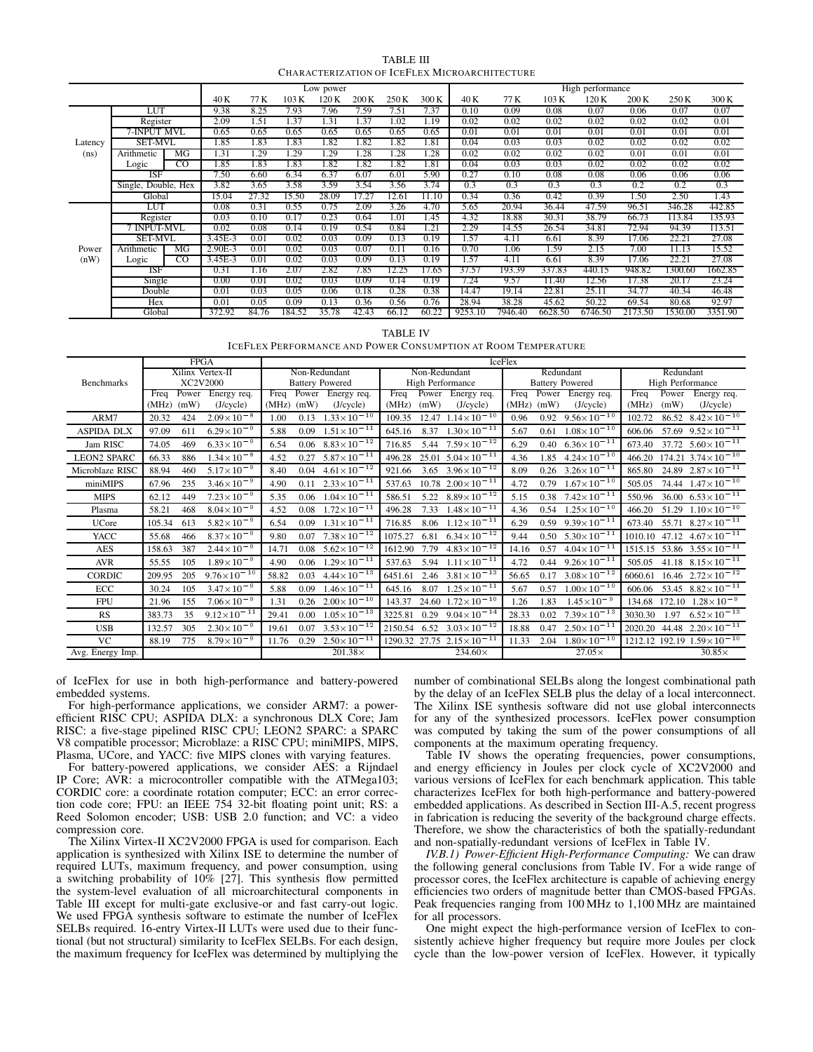TABLE III
CHARACTERIZATION OF ICEFLEX MICROARCHITECTURE

| | | | Low power | | | | | | | High performance | | | | | | |
|---|---|---|---|---|---|---|---|---|---|---|---|---|---|---|---|---|
| | | | 40 K | 77 K | 103 K | 120 K | 200 K | 250 K | 300 K | 40 K | 77 K | 103 K | 120 K | 200 K | 250 K | 300 K |
| Latency (ns) | LUT | | 9.38 | 8.25 | 7.93 | 7.96 | 7.59 | 7.51 | 7.37 | 0.10 | 0.09 | 0.08 | 0.07 | 0.06 | 0.07 | 0.07 |
| | Register | | 2.09 | 1.51 | 1.37 | 1.31 | 1.37 | 1.02 | 1.19 | 0.02 | 0.02 | 0.02 | 0.02 | 0.02 | 0.02 | 0.01 |
| | 7-INPUT MVL | | 0.65 | 0.65 | 0.65 | 0.65 | 0.65 | 0.65 | 0.65 | 0.01 | 0.01 | 0.01 | 0.01 | 0.01 | 0.01 | 0.01 |
| | SET-MVL | | 1.85 | 1.83 | 1.83 | 1.82 | 1.82 | 1.82 | 1.81 | 0.04 | 0.03 | 0.03 | 0.02 | 0.02 | 0.02 | 0.02 |
| | Arithmetic Logic | MG | 1.31 | 1.29 | 1.29 | 1.29 | 1.28 | 1.28 | 1.28 | 0.02 | 0.02 | 0.02 | 0.02 | 0.01 | 0.01 | 0.01 |
| | | CO | 1.85 | 1.83 | 1.83 | 1.82 | 1.82 | 1.82 | 1.81 | 0.04 | 0.03 | 0.03 | 0.02 | 0.02 | 0.02 | 0.02 |
| | ISF | | 7.50 | 6.60 | 6.34 | 6.37 | 6.07 | 6.01 | 5.90 | 0.27 | 0.10 | 0.08 | 0.08 | 0.06 | 0.06 | 0.06 |
| | Single, Double, Hex | | 3.82 | 3.65 | 3.58 | 3.59 | 3.54 | 3.56 | 3.74 | 0.3 | 0.3 | 0.3 | 0.3 | 0.2 | 0.2 | 0.3 |
| | Global | | 15.04 | 27.32 | 15.50 | 28.09 | 17.27 | 12.61 | 11.10 | 0.34 | 0.36 | 0.42 | 0.39 | 1.50 | 2.50 | 1.43 |
| Power (nW) | LUT | | 0.08 | 0.31 | 0.55 | 0.75 | 2.09 | 3.26 | 4.70 | 5.65 | 20.94 | 36.44 | 47.59 | 96.51 | 346.28 | 442.85 |
| | Register | | 0.03 | 0.10 | 0.17 | 0.23 | 0.64 | 1.01 | 1.45 | 4.32 | 18.88 | 30.31 | 38.79 | 66.73 | 113.84 | 135.93 |
| | 7 INPUT-MVL | | 0.02 | 0.08 | 0.14 | 0.19 | 0.54 | 0.84 | 1.21 | 2.29 | 14.55 | 26.54 | 34.81 | 72.94 | 94.39 | 113.51 |
| | SET-MVL | | 3.45E-3 | 0.01 | 0.02 | 0.03 | 0.09 | 0.13 | 0.19 | 1.57 | 4.11 | 6.61 | 8.39 | 17.06 | 22.21 | 27.08 |
| | Arithmetic Logic | MG | 2.90E-3 | 0.01 | 0.02 | 0.03 | 0.07 | 0.11 | 0.16 | 0.70 | 1.06 | 1.59 | 2.15 | 7.00 | 11.13 | 15.52 |
| | | CO | 3.45E-3 | 0.01 | 0.02 | 0.03 | 0.09 | 0.13 | 0.19 | 1.57 | 4.11 | 6.61 | 8.39 | 17.06 | 22.21 | 27.08 |
| | ISF | | 0.31 | 1.16 | 2.07 | 2.82 | 7.85 | 12.25 | 17.65 | 37.57 | 193.39 | 337.83 | 440.15 | 948.82 | 1300.60 | 1662.85 |
| | Single | | 0.00 | 0.01 | 0.02 | 0.03 | 0.09 | 0.14 | 0.19 | 7.24 | 9.57 | 11.40 | 12.56 | 17.38 | 20.17 | 23.24 |
| | Double | | 0.01 | 0.03 | 0.05 | 0.06 | 0.18 | 0.28 | 0.38 | 14.47 | 19.14 | 22.81 | 25.11 | 34.77 | 40.34 | 46.48 |
| | Hex | | 0.01 | 0.05 | 0.09 | 0.13 | 0.36 | 0.56 | 0.76 | 28.94 | 38.28 | 45.62 | 50.22 | 69.54 | 80.68 | 92.97 |
| | Global | | 372.92 | 84.76 | 184.52 | 35.78 | 42.43 | 66.12 | 60.22 | 9253.10 | 7946.40 | 6628.50 | 6746.50 | 2173.50 | 1530.00 | 3351.90 |

TABLE IV
ICEFLEX PERFORMANCE AND POWER CONSUMPTION AT ROOM TEMPERATURE

| | FPGA | | | IceFlex | | | | | | | | | | | |
|---|---|---|---|---|---|---|---|---|---|---|---|---|---|---|---|
| Benchmarks | Xilinx Vertex-II XC2V2000 | | | Non-Redundant Battery Powered | | | Non-Redundant High Performance | | | Redundant Battery Powered | | | Redundant High Performance | | |
| | Freq (MHz) | Power (mW) | Energy req. (J/cycle) | Freq (MHz) | Power (mW) | Energy req. (J/cycle) | Freq (MHz) | Power (mW) | Energy req. (J/cycle) | Freq (MHz) | Power (mW) | Energy req. (J/cycle) | Freq (MHz) | Power (mW) | Energy req. (J/cycle) |
| ARM7 | 20.32 | 424 | $2.09\times10^{-8}$ | 1.00 | 0.13 | $1.33\times10^{-10}$ | 109.35 | 12.47 | $1.14\times10^{-10}$ | 0.96 | 0.92 | $9.56\times10^{-10}$ | 102.72 | 86.52 | $8.42\times10^{-10}$ |
| ASPIDA DLX | 97.09 | 611 | $6.29\times10^{-9}$ | 5.88 | 0.09 | $1.51\times10^{-11}$ | 645.16 | 8.37 | $1.30\times10^{-11}$ | 5.67 | 0.61 | $1.08\times10^{-10}$ | 606.06 | 57.69 | $9.52\times10^{-11}$ |
| Jam RISC | 74.05 | 469 | $6.33\times10^{-9}$ | 6.54 | 0.06 | $8.83\times10^{-12}$ | 716.85 | 5.44 | $7.59\times10^{-12}$ | 6.29 | 0.40 | $6.36\times10^{-11}$ | 673.40 | 37.72 | $5.60\times10^{-11}$ |
| LEON2 SPARC | 66.33 | 886 | $1.34\times10^{-8}$ | 4.52 | 0.27 | $5.87\times10^{-11}$ | 496.28 | 25.01 | $5.04\times10^{-11}$ | 4.36 | 1.85 | $4.24\times10^{-10}$ | 466.20 | 174.21 | $3.74\times10^{-10}$ |
| Microblaze RISC | 88.94 | 460 | $5.17\times10^{-9}$ | 8.40 | 0.04 | $4.61\times10^{-12}$ | 921.66 | 3.65 | $3.96\times10^{-12}$ | 8.09 | 0.26 | $3.26\times10^{-11}$ | 865.80 | 24.89 | $2.87\times10^{-11}$ |
| miniMIPS | 67.96 | 235 | $3.46\times10^{-9}$ | 4.90 | 0.11 | $2.33\times10^{-11}$ | 537.63 | 10.78 | $2.00\times10^{-11}$ | 4.72 | 0.79 | $1.67\times10^{-10}$ | 505.05 | 74.44 | $1.47\times10^{-10}$ |
| MIPS | 62.12 | 449 | $7.23\times10^{-9}$ | 5.35 | 0.06 | $1.04\times10^{-11}$ | 586.51 | 5.22 | $8.89\times10^{-12}$ | 5.15 | 0.38 | $7.42\times10^{-11}$ | 550.96 | 36.00 | $6.53\times10^{-11}$ |
| Plasma | 58.21 | 468 | $8.04\times10^{-9}$ | 4.52 | 0.08 | $1.72\times10^{-11}$ | 496.28 | 7.33 | $1.48\times10^{-11}$ | 4.36 | 0.54 | $1.25\times10^{-10}$ | 466.20 | 51.29 | $1.10\times10^{-10}$ |
| UCore | 105.34 | 613 | $5.82\times10^{-9}$ | 6.54 | 0.09 | $1.31\times10^{-11}$ | 716.85 | 8.06 | $1.12\times10^{-11}$ | 6.29 | 0.59 | $9.39\times10^{-11}$ | 673.40 | 55.71 | $8.27\times10^{-11}$ |
| YACC | 55.68 | 466 | $8.37\times10^{-9}$ | 9.80 | 0.07 | $7.38\times10^{-12}$ | 1075.27 | 6.81 | $6.34\times10^{-12}$ | 9.44 | 0.50 | $5.30\times10^{-11}$ | 1010.10 | 47.12 | $4.67\times10^{-11}$ |
| AES | 158.63 | 387 | $2.44\times10^{-9}$ | 14.71 | 0.08 | $5.62\times10^{-12}$ | 1612.90 | 7.79 | $4.83\times10^{-12}$ | 14.16 | 0.57 | $4.04\times10^{-11}$ | 1515.15 | 53.86 | $3.55\times10^{-11}$ |
| AVR | 55.55 | 105 | $1.89\times10^{-9}$ | 4.90 | 0.06 | $1.29\times10^{-11}$ | 537.63 | 5.94 | $1.11\times10^{-11}$ | 4.72 | 0.44 | $9.26\times10^{-11}$ | 505.05 | 41.18 | $8.15\times10^{-11}$ |
| CORDIC | 209.95 | 205 | $9.76\times10^{-10}$ | 58.82 | 0.03 | $4.44\times10^{-13}$ | 6451.61 | 2.46 | $3.81\times10^{-13}$ | 56.65 | 0.17 | $3.08\times10^{-12}$ | 6060.61 | 16.46 | $2.72\times10^{-12}$ |
| ECC | 30.24 | 105 | $3.47\times10^{-9}$ | 5.88 | 0.09 | $1.46\times10^{-11}$ | 645.16 | 8.07 | $1.25\times10^{-11}$ | 5.67 | 0.57 | $1.00\times10^{-10}$ | 606.06 | 53.45 | $8.82\times10^{-11}$ |
| FPU | 21.96 | 155 | $7.06\times10^{-9}$ | 1.31 | 0.26 | $2.00\times10^{-10}$ | 143.37 | 24.60 | $1.72\times10^{-10}$ | 1.26 | 1.83 | $1.45\times10^{-9}$ | 134.68 | 172.10 | $1.28\times10^{-9}$ |
| RS | 383.73 | 35 | $9.12\times10^{-11}$ | 29.41 | 0.00 | $1.05\times10^{-13}$ | 3225.81 | 0.29 | $9.04\times10^{-14}$ | 28.33 | 0.02 | $7.39\times10^{-13}$ | 3030.30 | 1.97 | $6.52\times10^{-13}$ |
| USB | 132.57 | 305 | $2.30\times10^{-9}$ | 19.61 | 0.07 | $3.53\times10^{-12}$ | 2150.54 | 6.52 | $3.03\times10^{-12}$ | 18.88 | 0.47 | $2.50\times10^{-11}$ | 2020.20 | 44.48 | $2.20\times10^{-11}$ |
| VC | 88.19 | 775 | $8.79\times10^{-9}$ | 11.76 | 0.29 | $2.50\times10^{-11}$ | 1290.32 | 27.75 | $2.15\times10^{-11}$ | 11.33 | 2.04 | $1.80\times10^{-10}$ | 1212.12 | 192.19 | $1.59\times10^{-10}$ |
| Avg. Energy Imp. | | | | | | 201.38× | | | 234.60× | | | 27.05× | | | 30.85× |

of IceFlex for use in both high-performance and battery-powered embedded systems.

For high-performance applications, we consider ARM7: a power-efficient RISC CPU; ASPIDA DLX: a synchronous DLX Core; Jam RISC: a five-stage pipelined RISC CPU; LEON2 SPARC: a SPARC V8 compatible processor; Microblaze: a RISC CPU; miniMIPS, MIPS, Plasma, UCore, and YACC: five MIPS clones with varying features.

For battery-powered applications, we consider AES: a Rijndael IP Core; AVR: a microcontroller compatible with the ATMega103; CORDIC core: a coordinate rotation computer; ECC: an error correction code core; FPU: an IEEE 754 32-bit floating point unit; RS: a Reed Solomon encoder; USB: USB 2.0 function; and VC: a video compression core.

The Xilinx Virtex-II XC2V2000 FPGA is used for comparison. Each application is synthesized with Xilinx ISE to determine the number of required LUTs, maximum frequency, and power consumption, using a switching probability of 10% [27]. This synthesis flow permitted the system-level evaluation of all microarchitectural components in Table III except for multi-gate exclusive-or and fast carry-out logic. We used FPGA synthesis software to estimate the number of IceFlex SELBs required. 16-entry Virtex-II LUTs were used due to their functional (but not structural) similarity to IceFlex SELBs. For each design, the maximum frequency for IceFlex was determined by multiplying the number of combinational SELBs along the longest combinational path by the delay of an IceFlex SELB plus the delay of a local interconnect. The Xilinx ISE synthesis software did not use global interconnects for any of the synthesized processors. IceFlex power consumption was computed by taking the sum of the power consumptions of all components at the maximum operating frequency.

Table IV shows the operating frequencies, power consumptions, and energy efficiency in Joules per clock cycle of XC2V2000 and various versions of IceFlex for each benchmark application. This table characterizes IceFlex for both high-performance and battery-powered embedded applications. As described in Section III-A.5, recent progress in fabrication is reducing the severity of the background charge effects. Therefore, we show the characteristics of both the spatially-redundant and non-spatially-redundant versions of IceFlex in Table IV.

*IV.B.1) Power-Efficient High-Performance Computing:* We can draw the following general conclusions from Table IV. For a wide range of processor cores, the IceFlex architecture is capable of achieving energy efficiencies two orders of magnitude better than CMOS-based FPGAs. Peak frequencies ranging from 100 MHz to 1,100 MHz are maintained for all processors.

One might expect the high-performance version of IceFlex to consistently achieve higher frequency but require more Joules per clock cycle than the low-power version of IceFlex. However, it typically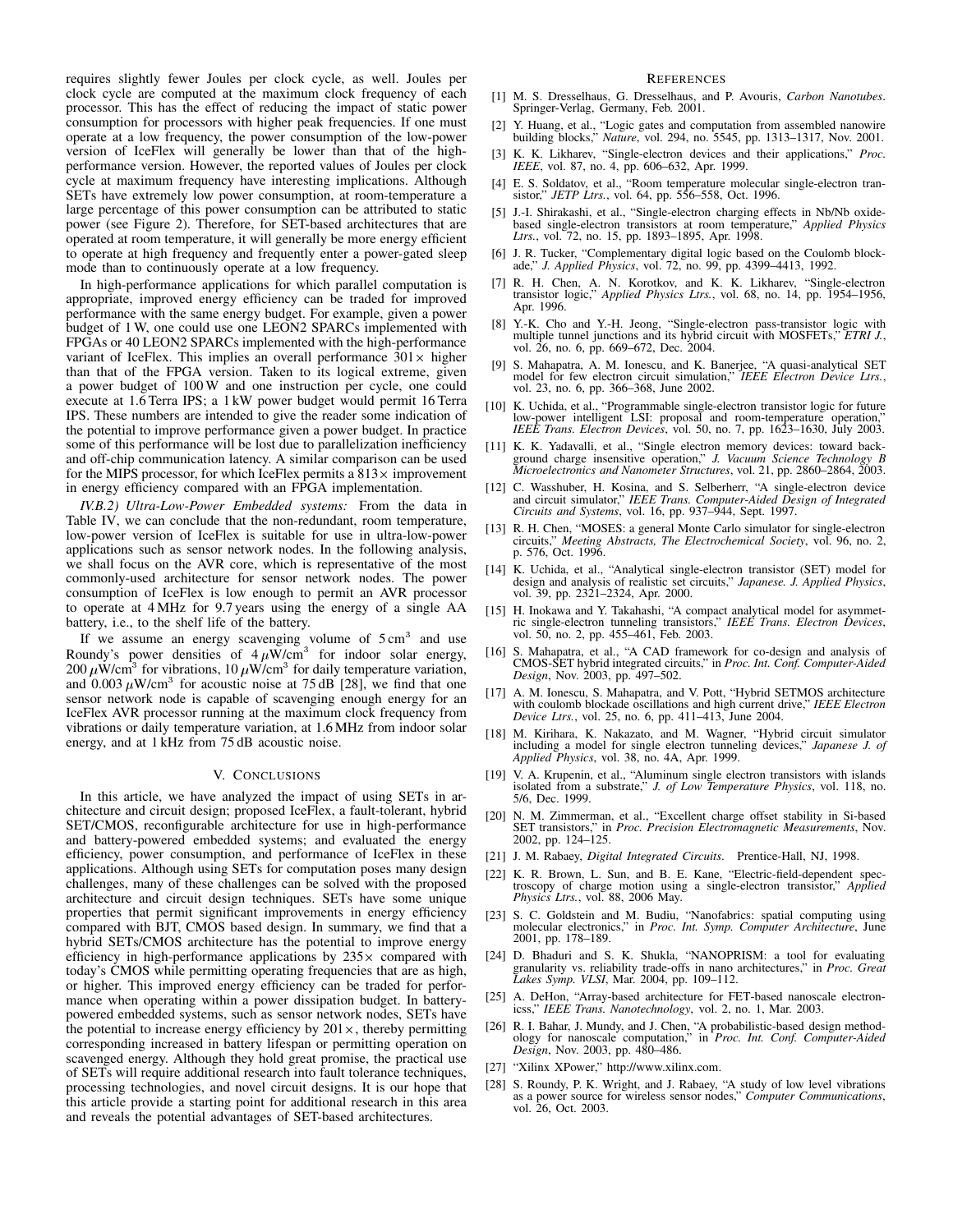requires slightly fewer Joules per clock cycle, as well. Joules per clock cycle are computed at the maximum clock frequency of each processor. This has the effect of reducing the impact of static power consumption for processors with higher peak frequencies. If one must operate at a low frequency, the power consumption of the low-power version of IceFlex will generally be lower than that of the high-performance version. However, the reported values of Joules per clock cycle at maximum frequency have interesting implications. Although SETs have extremely low power consumption, at room-temperature a large percentage of this power consumption can be attributed to static power (see Figure 2). Therefore, for SET-based architectures that are operated at room temperature, it will generally be more energy efficient to operate at high frequency and frequently enter a power-gated sleep mode than to continuously operate at a low frequency.

In high-performance applications for which parallel computation is appropriate, improved energy efficiency can be traded for improved performance with the same energy budget. For example, given a power budget of 1 W, one could use one LEON2 SPARCs implemented with FPGAs or 40 LEON2 SPARCs implemented with the high-performance variant of IceFlex. This implies an overall performance $301\times$ higher than that of the FPGA version. Taken to its logical extreme, given a power budget of 100 W and one instruction per cycle, one could execute at 1.6 Terra IPS; a 1 kW power budget would permit 16 Terra IPS. These numbers are intended to give the reader some indication of the potential to improve performance given a power budget. In practice some of this performance will be lost due to parallelization inefficiency and off-chip communication latency. A similar comparison can be used for the MIPS processor, for which IceFlex permits a $813\times$ improvement in energy efficiency compared with an FPGA implementation.

*IV.B.2) Ultra-Low-Power Embedded systems:* From the data in Table IV, we can conclude that the non-redundant, room temperature, low-power version of IceFlex is suitable for use in ultra-low-power applications such as sensor network nodes. In the following analysis, we shall focus on the AVR core, which is representative of the most commonly-used architecture for sensor network nodes. The power consumption of IceFlex is low enough to permit an AVR processor to operate at 4 MHz for 9.7 years using the energy of a single AA battery, i.e., to the shelf life of the battery.

If we assume an energy scavenging volume of $5\,\text{cm}^3$ and use Roundy's power densities of $4\,\mu\text{W/cm}^3$ for indoor solar energy, $200\,\mu\text{W/cm}^3$ for vibrations, $10\,\mu\text{W/cm}^3$ for daily temperature variation, and $0.003\,\mu\text{W/cm}^3$ for acoustic noise at 75 dB [28], we find that one sensor network node is capable of scavenging enough energy for an IceFlex AVR processor running at the maximum clock frequency from vibrations or daily temperature variation, at 1.6 MHz from indoor solar energy, and at 1 kHz from 75 dB acoustic noise.

## V. Conclusions

In this article, we have analyzed the impact of using SETs in architecture and circuit design; proposed IceFlex, a fault-tolerant, hybrid SET/CMOS, reconfigurable architecture for use in high-performance and battery-powered embedded systems; and evaluated the energy efficiency, power consumption, and performance of IceFlex in these applications. Although using SETs for computation poses many design challenges, many of these challenges can be solved with the proposed architecture and circuit design techniques. SETs have some unique properties that permit significant improvements in energy efficiency compared with BJT, CMOS based design. In summary, we find that a hybrid SETs/CMOS architecture has the potential to improve energy efficiency in high-performance applications by $235\times$ compared with today's CMOS while permitting operating frequencies that are as high, or higher. This improved energy efficiency can be traded for performance when operating within a power dissipation budget. In battery-powered embedded systems, such as sensor network nodes, SETs have the potential to increase energy efficiency by $201\times$, thereby permitting corresponding increased in battery lifespan or permitting operation on scavenged energy. Although they hold great promise, the practical use of SETs will require additional research into fault tolerance techniques, processing technologies, and novel circuit designs. It is our hope that this article provide a starting point for additional research in this area and reveals the potential advantages of SET-based architectures.

## References

[1] M. S. Dresselhaus, G. Dresselhaus, and P. Avouris, *Carbon Nanotubes*. Springer-Verlag, Germany, Feb. 2001.

[2] Y. Huang, et al., "Logic gates and computation from assembled nanowire building blocks," *Nature*, vol. 294, no. 5545, pp. 1313–1317, Nov. 2001.

[3] K. K. Likharev, "Single-electron devices and their applications," *Proc. IEEE*, vol. 87, no. 4, pp. 606–632, Apr. 1999.

[4] E. S. Soldatov, et al., "Room temperature molecular single-electron transistor," *JETP Ltrs.*, vol. 64, pp. 556–558, Oct. 1996.

[5] J.-I. Shirakashi, et al., "Single-electron charging effects in Nb/Nb oxide-based single-electron transistors at room temperature," *Applied Physics Ltrs.*, vol. 72, no. 15, pp. 1893–1895, Apr. 1998.

[6] J. R. Tucker, "Complementary digital logic based on the Coulomb blockade," *J. Applied Physics*, vol. 72, no. 99, pp. 4399–4413, 1992.

[7] R. H. Chen, A. N. Korotkov, and K. K. Likharev, "Single-electron transistor logic," *Applied Physics Ltrs.*, vol. 68, no. 14, pp. 1954–1956, Apr. 1996.

[8] Y.-K. Cho and Y.-H. Jeong, "Single-electron pass-transistor logic with multiple tunnel junctions and its hybrid circuit with MOSFETs," *ETRI J.*, vol. 26, no. 6, pp. 669–672, Dec. 2004.

[9] S. Mahapatra, A. M. Ionescu, and K. Banerjee, "A quasi-analytical SET model for few electron circuit simulation," *IEEE Electron Device Ltrs.*, vol. 23, no. 6, pp. 366–368, June 2002.

[10] K. Uchida, et al., "Programmable single-electron transistor logic for future low-power intelligent LSI: proposal and room-temperature operation," *IEEE Trans. Electron Devices*, vol. 50, no. 7, pp. 1623–1630, July 2003.

[11] K. K. Yadavalli, et al., "Single electron memory devices: toward background charge insensitive operation," *J. Vacuum Science Technology B Microelectronics and Nanometer Structures*, vol. 21, pp. 2860–2864, 2003.

[12] C. Wasshuber, H. Kosina, and S. Selberherr, "A single-electron device and circuit simulator," *IEEE Trans. Computer-Aided Design of Integrated Circuits and Systems*, vol. 16, pp. 937–944, Sept. 1997.

[13] R. H. Chen, "MOSES: a general Monte Carlo simulator for single-electron circuits," *Meeting Abstracts, The Electrochemical Society*, vol. 96, no. 2, p. 576, Oct. 1996.

[14] K. Uchida, et al., "Analytical single-electron transistor (SET) model for design and analysis of realistic set circuits," *Japanese. J. Applied Physics*, vol. 39, pp. 2321–2324, Apr. 2000.

[15] H. Inokawa and Y. Takahashi, "A compact analytical model for asymmetric single-electron tunneling transistors," *IEEE Trans. Electron Devices*, vol. 50, no. 2, pp. 455–461, Feb. 2003.

[16] S. Mahapatra, et al., "A CAD framework for co-design and analysis of CMOS-SET hybrid integrated circuits," in *Proc. Int. Conf. Computer-Aided Design*, Nov. 2003, pp. 497–502.

[17] A. M. Ionescu, S. Mahapatra, and V. Pott, "Hybrid SETMOS architecture with coulomb blockade oscillations and high current drive," *IEEE Electron Device Ltrs.*, vol. 25, no. 6, pp. 411–413, June 2004.

[18] M. Kirihara, K. Nakazato, and M. Wagner, "Hybrid circuit simulator including a model for single electron tunneling devices," *Japanese J. of Applied Physics*, vol. 38, no. 4A, Apr. 1999.

[19] V. A. Krupenin, et al., "Aluminum single electron transistors with islands isolated from a substrate," *J. of Low Temperature Physics*, vol. 118, no. 5/6, Dec. 1999.

[20] N. M. Zimmerman, et al., "Excellent charge offset stability in Si-based SET transistors," in *Proc. Precision Electromagnetic Measurements*, Nov. 2002, pp. 124–125.

[21] J. M. Rabaey, *Digital Integrated Circuits*. Prentice-Hall, NJ, 1998.

[22] K. R. Brown, L. Sun, and B. E. Kane, "Electric-field-dependent spectroscopy of charge motion using a single-electron transistor," *Applied Physics Ltrs.*, vol. 88, 2006 May.

[23] S. C. Goldstein and M. Budiu, "Nanofabrics: spatial computing using molecular electronics," in *Proc. Int. Symp. Computer Architecture*, June 2001, pp. 178–189.

[24] D. Bhaduri and S. K. Shukla, "NANOPRISM: a tool for evaluating granularity vs. reliability trade-offs in nano architectures," in *Proc. Great Lakes Symp. VLSI*, Mar. 2004, pp. 109–112.

[25] A. DeHon, "Array-based architecture for FET-based nanoscale electronicss," *IEEE Trans. Nanotechnology*, vol. 2, no. 1, Mar. 2003.

[26] R. I. Bahar, J. Mundy, and J. Chen, "A probabilistic-based design methodology for nanoscale computation," in *Proc. Int. Conf. Computer-Aided Design*, Nov. 2003, pp. 480–486.

[27] "Xilinx XPower," http://www.xilinx.com.

[28] S. Roundy, P. K. Wright, and J. Rabaey, "A study of low level vibrations as a power source for wireless sensor nodes," *Computer Communications*, vol. 26, Oct. 2003.